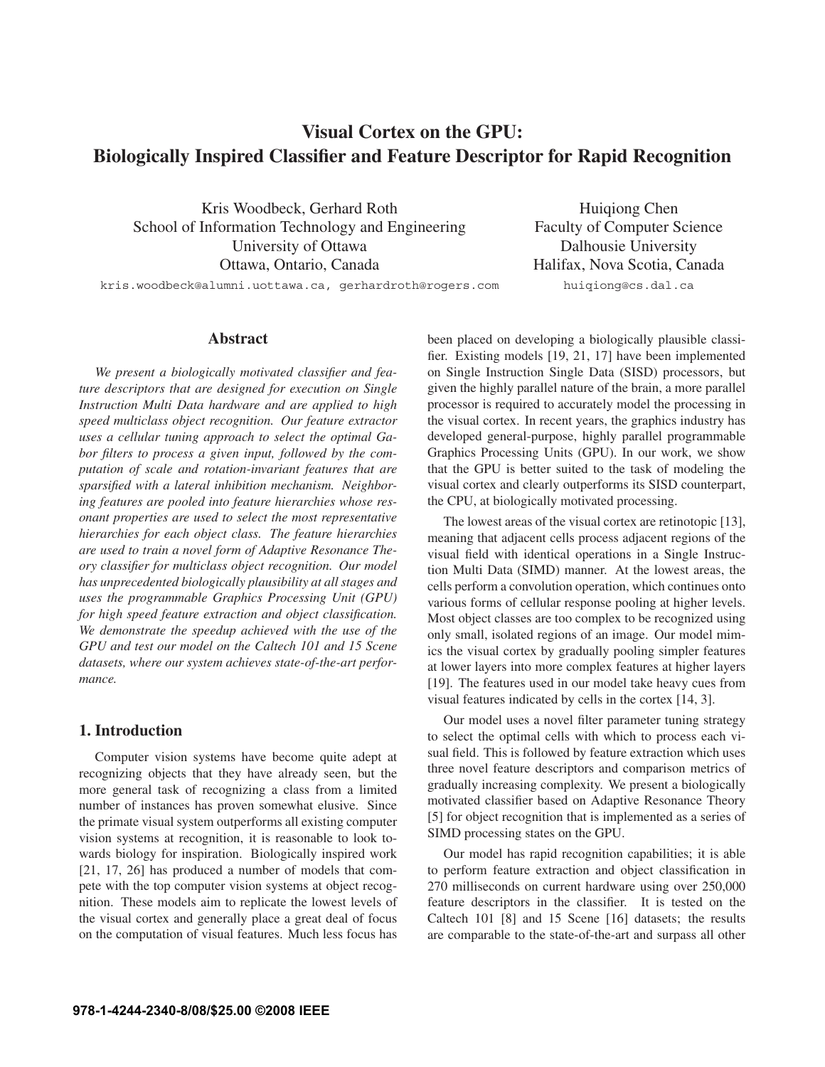# Visual Cortex on the GPU: Biologically Inspired Classifier and Feature Descriptor for Rapid Recognition

Kris Woodbeck, Gerhard Roth
School of Information Technology and Engineering
University of Ottawa
Ottawa, Ontario, Canada
kris.woodbeck@alumni.uottawa.ca, gerhardroth@rogers.com

Huiqiong Chen
Faculty of Computer Science
Dalhousie University
Halifax, Nova Scotia, Canada
huiqiong@cs.dal.ca

## Abstract

*We present a biologically motivated classifier and feature descriptors that are designed for execution on Single Instruction Multi Data hardware and are applied to high speed multiclass object recognition. Our feature extractor uses a cellular tuning approach to select the optimal Gabor filters to process a given input, followed by the computation of scale and rotation-invariant features that are sparsified with a lateral inhibition mechanism. Neighboring features are pooled into feature hierarchies whose resonant properties are used to select the most representative hierarchies for each object class. The feature hierarchies are used to train a novel form of Adaptive Resonance Theory classifier for multiclass object recognition. Our model has unprecedented biologically plausibility at all stages and uses the programmable Graphics Processing Unit (GPU) for high speed feature extraction and object classification. We demonstrate the speedup achieved with the use of the GPU and test our model on the Caltech 101 and 15 Scene datasets, where our system achieves state-of-the-art performance.*

## 1. Introduction

Computer vision systems have become quite adept at recognizing objects that they have already seen, but the more general task of recognizing a class from a limited number of instances has proven somewhat elusive. Since the primate visual system outperforms all existing computer vision systems at recognition, it is reasonable to look towards biology for inspiration. Biologically inspired work [21, 17, 26] has produced a number of models that compete with the top computer vision systems at object recognition. These models aim to replicate the lowest levels of the visual cortex and generally place a great deal of focus on the computation of visual features. Much less focus has been placed on developing a biologically plausible classifier. Existing models [19, 21, 17] have been implemented on Single Instruction Single Data (SISD) processors, but given the highly parallel nature of the brain, a more parallel processor is required to accurately model the processing in the visual cortex. In recent years, the graphics industry has developed general-purpose, highly parallel programmable Graphics Processing Units (GPU). In our work, we show that the GPU is better suited to the task of modeling the visual cortex and clearly outperforms its SISD counterpart, the CPU, at biologically motivated processing.

The lowest areas of the visual cortex are retinotopic [13], meaning that adjacent cells process adjacent regions of the visual field with identical operations in a Single Instruction Multi Data (SIMD) manner. At the lowest areas, the cells perform a convolution operation, which continues onto various forms of cellular response pooling at higher levels. Most object classes are too complex to be recognized using only small, isolated regions of an image. Our model mimics the visual cortex by gradually pooling simpler features at lower layers into more complex features at higher layers [19]. The features used in our model take heavy cues from visual features indicated by cells in the cortex [14, 3].

Our model uses a novel filter parameter tuning strategy to select the optimal cells with which to process each visual field. This is followed by feature extraction which uses three novel feature descriptors and comparison metrics of gradually increasing complexity. We present a biologically motivated classifier based on Adaptive Resonance Theory [5] for object recognition that is implemented as a series of SIMD processing states on the GPU.

Our model has rapid recognition capabilities; it is able to perform feature extraction and object classification in 270 milliseconds on current hardware using over 250,000 feature descriptors in the classifier. It is tested on the Caltech 101 [8] and 15 Scene [16] datasets; the results are comparable to the state-of-the-art and surpass all other

978-1-4244-2340-8/08/$25.00 ©2008 IEEE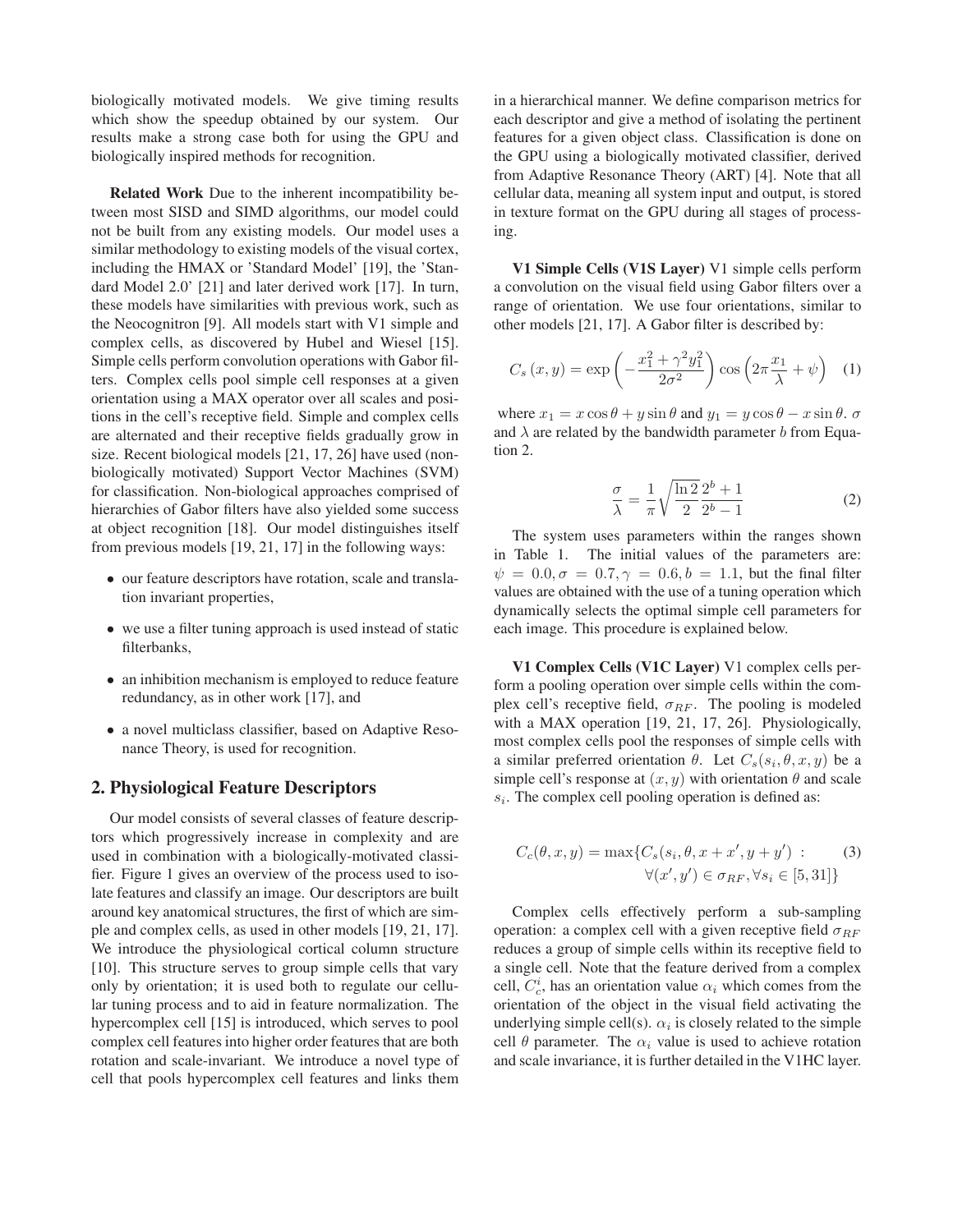biologically motivated models. We give timing results which show the speedup obtained by our system. Our results make a strong case both for using the GPU and biologically inspired methods for recognition.

**Related Work** Due to the inherent incompatibility between most SISD and SIMD algorithms, our model could not be built from any existing models. Our model uses a similar methodology to existing models of the visual cortex, including the HMAX or 'Standard Model' [19], the 'Standard Model 2.0' [21] and later derived work [17]. In turn, these models have similarities with previous work, such as the Neocognitron [9]. All models start with V1 simple and complex cells, as discovered by Hubel and Wiesel [15]. Simple cells perform convolution operations with Gabor filters. Complex cells pool simple cell responses at a given orientation using a MAX operator over all scales and positions in the cell's receptive field. Simple and complex cells are alternated and their receptive fields gradually grow in size. Recent biological models [21, 17, 26] have used (non-biologically motivated) Support Vector Machines (SVM) for classification. Non-biological approaches comprised of hierarchies of Gabor filters have also yielded some success at object recognition [18]. Our model distinguishes itself from previous models [19, 21, 17] in the following ways:

- our feature descriptors have rotation, scale and translation invariant properties,
- we use a filter tuning approach is used instead of static filterbanks,
- an inhibition mechanism is employed to reduce feature redundancy, as in other work [17], and
- a novel multiclass classifier, based on Adaptive Resonance Theory, is used for recognition.

## 2. Physiological Feature Descriptors

Our model consists of several classes of feature descriptors which progressively increase in complexity and are used in combination with a biologically-motivated classifier. Figure 1 gives an overview of the process used to isolate features and classify an image. Our descriptors are built around key anatomical structures, the first of which are simple and complex cells, as used in other models [19, 21, 17]. We introduce the physiological cortical column structure [10]. This structure serves to group simple cells that vary only by orientation; it is used both to regulate our cellular tuning process and to aid in feature normalization. The hypercomplex cell [15] is introduced, which serves to pool complex cell features into higher order features that are both rotation and scale-invariant. We introduce a novel type of cell that pools hypercomplex cell features and links them in a hierarchical manner. We define comparison metrics for each descriptor and give a method of isolating the pertinent features for a given object class. Classification is done on the GPU using a biologically motivated classifier, derived from Adaptive Resonance Theory (ART) [4]. Note that all cellular data, meaning all system input and output, is stored in texture format on the GPU during all stages of processing.

**V1 Simple Cells (V1S Layer)** V1 simple cells perform a convolution on the visual field using Gabor filters over a range of orientation. We use four orientations, similar to other models [21, 17]. A Gabor filter is described by:

$$C_s(x, y) = \exp\left(-\frac{x_1^2 + \gamma^2 y_1^2}{2\sigma^2}\right) \cos\left(2\pi \frac{x_1}{\lambda} + \psi\right) \quad (1)$$

where $x_1 = x \cos\theta + y \sin\theta$ and $y_1 = y \cos\theta - x \sin\theta$. $\sigma$ and $\lambda$ are related by the bandwidth parameter $b$ from Equation 2.

$$\frac{\sigma}{\lambda} = \frac{1}{\pi}\sqrt{\frac{\ln 2}{2}} \frac{2^b + 1}{2^b - 1} \quad (2)$$

The system uses parameters within the ranges shown in Table 1. The initial values of the parameters are: $\psi = 0.0, \sigma = 0.7, \gamma = 0.6, b = 1.1$, but the final filter values are obtained with the use of a tuning operation which dynamically selects the optimal simple cell parameters for each image. This procedure is explained below.

**V1 Complex Cells (V1C Layer)** V1 complex cells perform a pooling operation over simple cells within the complex cell's receptive field, $\sigma_{RF}$. The pooling is modeled with a MAX operation [19, 21, 17, 26]. Physiologically, most complex cells pool the responses of simple cells with a similar preferred orientation $\theta$. Let $C_s(s_i, \theta, x, y)$ be a simple cell's response at $(x, y)$ with orientation $\theta$ and scale $s_i$. The complex cell pooling operation is defined as:

$$C_c(\theta, x, y) = \max\{C_s(s_i, \theta, x + x', y + y') : \forall (x', y') \in \sigma_{RF}, \forall s_i \in [5, 31]\} \quad (3)$$

Complex cells effectively perform a sub-sampling operation: a complex cell with a given receptive field $\sigma_{RF}$ reduces a group of simple cells within its receptive field to a single cell. Note that the feature derived from a complex cell, $C_c^i$, has an orientation value $\alpha_i$ which comes from the orientation of the object in the visual field activating the underlying simple cell(s). $\alpha_i$ is closely related to the simple cell $\theta$ parameter. The $\alpha_i$ value is used to achieve rotation and scale invariance, it is further detailed in the V1HC layer.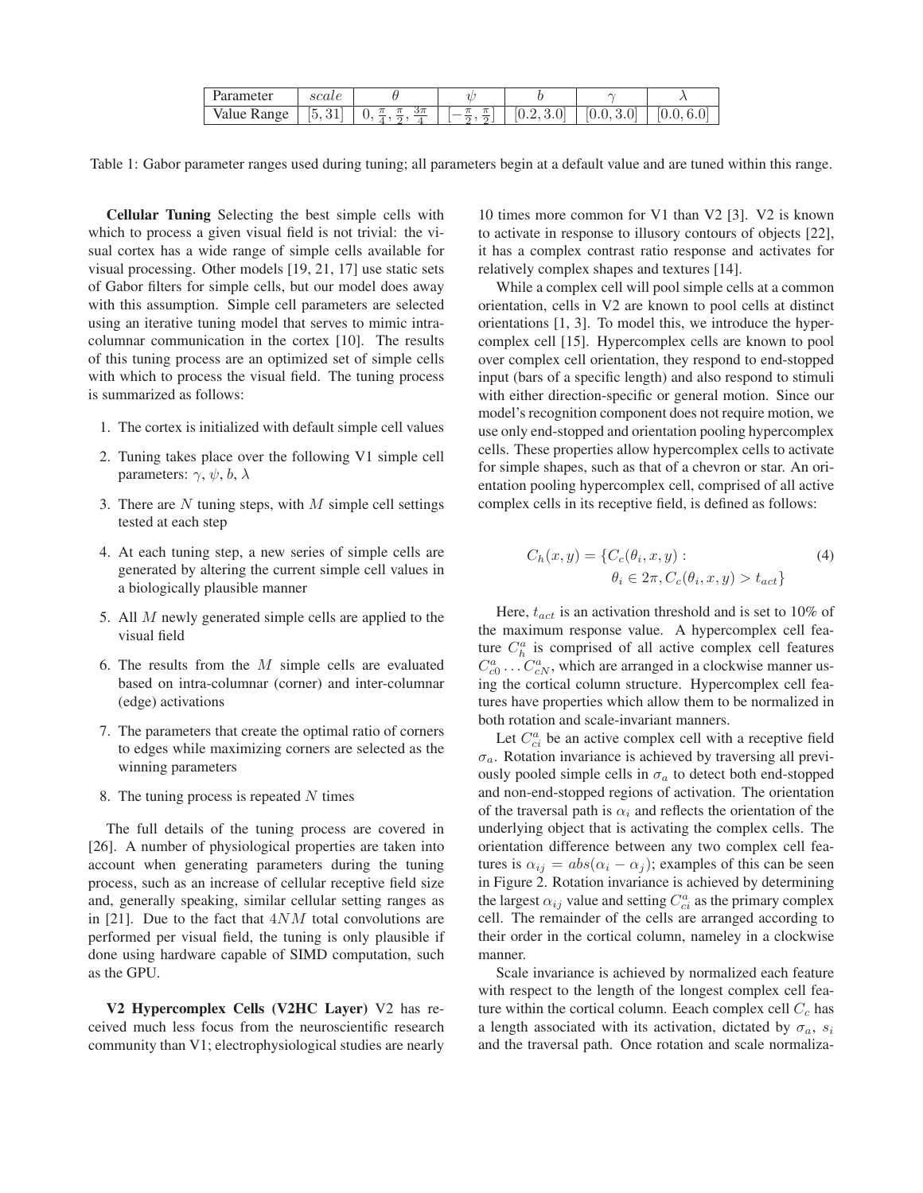| Parameter | $scale$ | $\theta$ | $\psi$ | $b$ | $\gamma$ | $\lambda$ |
|---|---|---|---|---|---|---|
| Value Range | $[5, 31]$ | $0, \frac{\pi}{4}, \frac{\pi}{2}, \frac{3\pi}{4}$ | $[-\frac{\pi}{2}, \frac{\pi}{2}]$ | $[0.2, 3.0]$ | $[0.0, 3.0]$ | $[0.0, 6.0]$ |

Table 1: Gabor parameter ranges used during tuning; all parameters begin at a default value and are tuned within this range.

**Cellular Tuning** Selecting the best simple cells with which to process a given visual field is not trivial: the visual cortex has a wide range of simple cells available for visual processing. Other models [19, 21, 17] use static sets of Gabor filters for simple cells, but our model does away with this assumption. Simple cell parameters are selected using an iterative tuning model that serves to mimic intra-columnar communication in the cortex [10]. The results of this tuning process are an optimized set of simple cells with which to process the visual field. The tuning process is summarized as follows:

1. The cortex is initialized with default simple cell values
2. Tuning takes place over the following V1 simple cell parameters: $\gamma$, $\psi$, $b$, $\lambda$
3. There are $N$ tuning steps, with $M$ simple cell settings tested at each step
4. At each tuning step, a new series of simple cells are generated by altering the current simple cell values in a biologically plausible manner
5. All $M$ newly generated simple cells are applied to the visual field
6. The results from the $M$ simple cells are evaluated based on intra-columnar (corner) and inter-columnar (edge) activations
7. The parameters that create the optimal ratio of corners to edges while maximizing corners are selected as the winning parameters
8. The tuning process is repeated $N$ times

The full details of the tuning process are covered in [26]. A number of physiological properties are taken into account when generating parameters during the tuning process, such as an increase of cellular receptive field size and, generally speaking, similar cellular setting ranges as in [21]. Due to the fact that $4NM$ total convolutions are performed per visual field, the tuning is only plausible if done using hardware capable of SIMD computation, such as the GPU.

**V2 Hypercomplex Cells (V2HC Layer)** V2 has received much less focus from the neuroscientific research community than V1; electrophysiological studies are nearly 10 times more common for V1 than V2 [3]. V2 is known to activate in response to illusory contours of objects [22], it has a complex contrast ratio response and activates for relatively complex shapes and textures [14].

While a complex cell will pool simple cells at a common orientation, cells in V2 are known to pool cells at distinct orientations [1, 3]. To model this, we introduce the hypercomplex cell [15]. Hypercomplex cells are known to pool over complex cell orientation, they respond to end-stopped input (bars of a specific length) and also respond to stimuli with either direction-specific or general motion. Since our model's recognition component does not require motion, we use only end-stopped and orientation pooling hypercomplex cells. These properties allow hypercomplex cells to activate for simple shapes, such as that of a chevron or star. An orientation pooling hypercomplex cell, comprised of all active complex cells in its receptive field, is defined as follows:

$$C_h(x, y) = \{C_c(\theta_i, x, y) : \theta_i \in 2\pi, C_c(\theta_i, x, y) > t_{act}\} \tag{4}$$

Here, $t_{act}$ is an activation threshold and is set to 10% of the maximum response value. A hypercomplex cell feature $C_h^a$ is comprised of all active complex cell features $C_{c0}^a \ldots C_{cN}^a$, which are arranged in a clockwise manner using the cortical column structure. Hypercomplex cell features have properties which allow them to be normalized in both rotation and scale-invariant manners.

Let $C_{ci}^a$ be an active complex cell with a receptive field $\sigma_a$. Rotation invariance is achieved by traversing all previously pooled simple cells in $\sigma_a$ to detect both end-stopped and non-end-stopped regions of activation. The orientation of the traversal path is $\alpha_i$ and reflects the orientation of the underlying object that is activating the complex cells. The orientation difference between any two complex cell features is $\alpha_{ij} = abs(\alpha_i - \alpha_j)$; examples of this can be seen in Figure 2. Rotation invariance is achieved by determining the largest $\alpha_{ij}$ value and setting $C_{ci}^a$ as the primary complex cell. The remainder of the cells are arranged according to their order in the cortical column, nameley in a clockwise manner.

Scale invariance is achieved by normalized each feature with respect to the length of the longest complex cell feature within the cortical column. Eeach complex cell $C_c$ has a length associated with its activation, dictated by $\sigma_a$, $s_i$ and the traversal path. Once rotation and scale normaliza-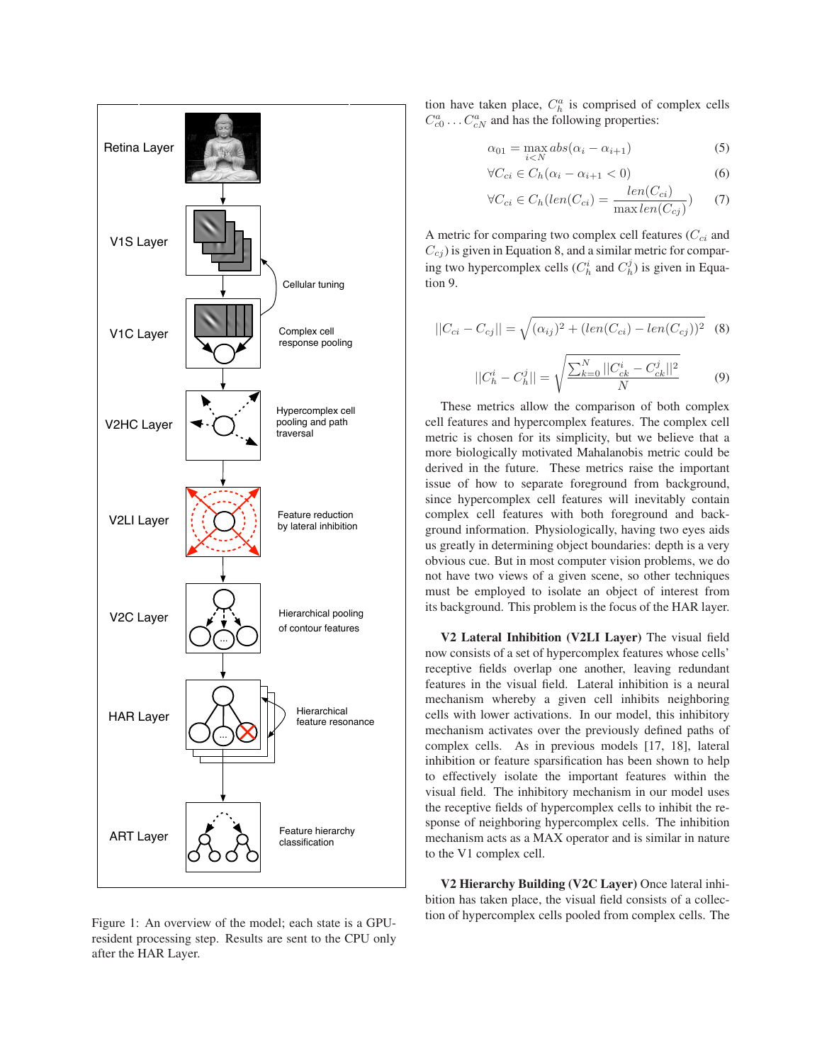Figure 1: An overview of the model; each state is a GPU-resident processing step. Results are sent to the CPU only after the HAR Layer.

tion have taken place, $C_h^a$ is comprised of complex cells $C_{c0}^a \ldots C_{cN}^a$ and has the following properties:

$$\alpha_{01} = \max_{i<N} abs(\alpha_i - \alpha_{i+1}) \tag{5}$$

$$\forall C_{ci} \in C_h(\alpha_i - \alpha_{i+1} < 0) \tag{6}$$

$$\forall C_{ci} \in C_h(len(C_{ci}) = \frac{len(C_{ci})}{\max len(C_{cj})}) \tag{7}$$

A metric for comparing two complex cell features ($C_{ci}$ and $C_{cj}$) is given in Equation 8, and a similar metric for comparing two hypercomplex cells ($C_h^i$ and $C_h^j$) is given in Equation 9.

$$||C_{ci} - C_{cj}|| = \sqrt{(\alpha_{ij})^2 + (len(C_{ci}) - len(C_{cj}))^2} \tag{8}$$

$$||C_h^i - C_h^j|| = \sqrt{\frac{\sum_{k=0}^{N} ||C_{ck}^i - C_{ck}^j||^2}{N}} \tag{9}$$

These metrics allow the comparison of both complex cell features and hypercomplex features. The complex cell metric is chosen for its simplicity, but we believe that a more biologically motivated Mahalanobis metric could be derived in the future. These metrics raise the important issue of how to separate foreground from background, since hypercomplex cell features will inevitably contain complex cell features with both foreground and background information. Physiologically, having two eyes aids us greatly in determining object boundaries: depth is a very obvious cue. But in most computer vision problems, we do not have two views of a given scene, so other techniques must be employed to isolate an object of interest from its background. This problem is the focus of the HAR layer.

**V2 Lateral Inhibition (V2LI Layer)** The visual field now consists of a set of hypercomplex features whose cells' receptive fields overlap one another, leaving redundant features in the visual field. Lateral inhibition is a neural mechanism whereby a given cell inhibits neighboring cells with lower activations. In our model, this inhibitory mechanism activates over the previously defined paths of complex cells. As in previous models [17, 18], lateral inhibition or feature sparsification has been shown to help to effectively isolate the important features within the visual field. The inhibitory mechanism in our model uses the receptive fields of hypercomplex cells to inhibit the response of neighboring hypercomplex cells. The inhibition mechanism acts as a MAX operator and is similar in nature to the V1 complex cell.

**V2 Hierarchy Building (V2C Layer)** Once lateral inhibition has taken place, the visual field consists of a collection of hypercomplex cells pooled from complex cells. The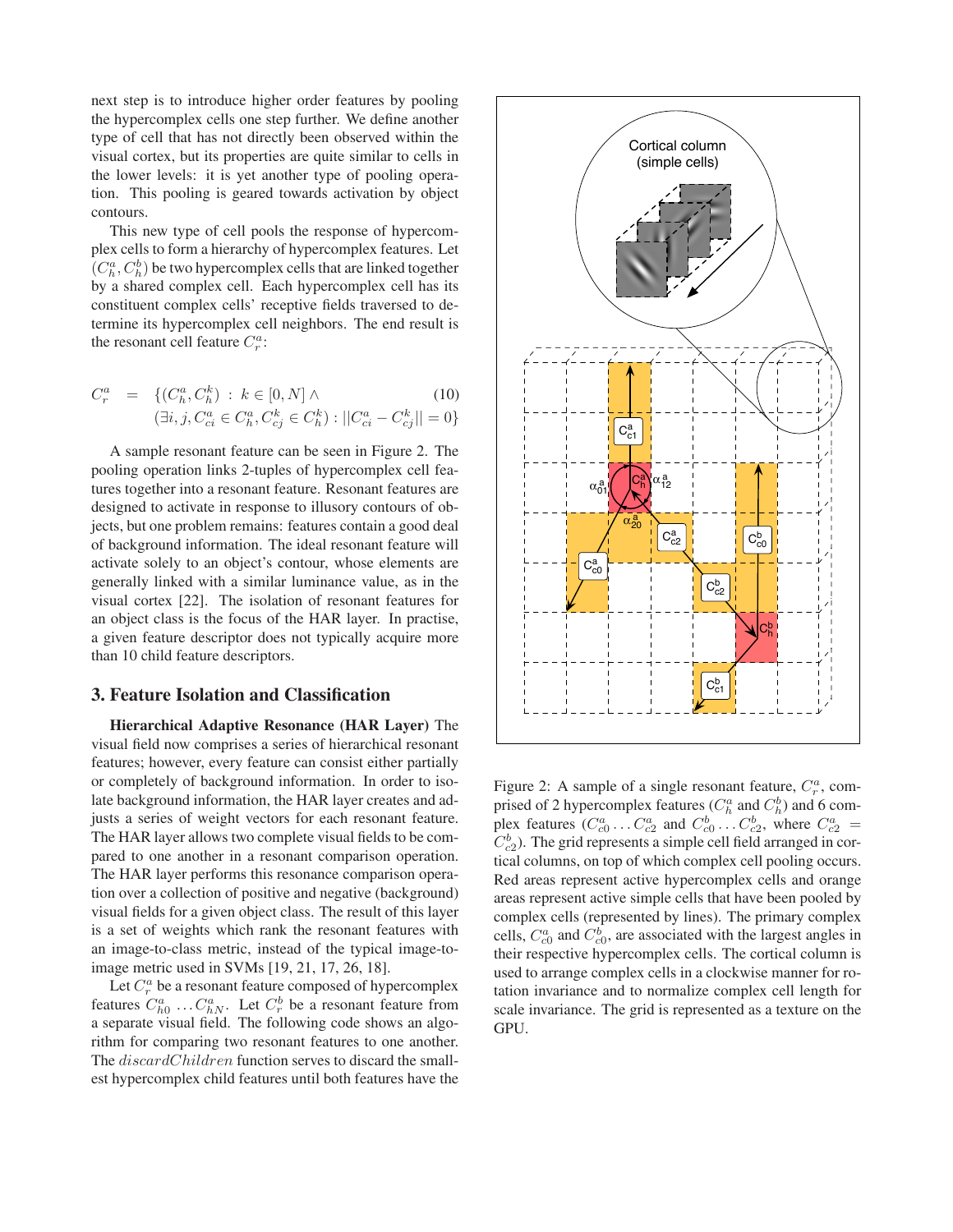next step is to introduce higher order features by pooling the hypercomplex cells one step further. We define another type of cell that has not directly been observed within the visual cortex, but its properties are quite similar to cells in the lower levels: it is yet another type of pooling operation. This pooling is geared towards activation by object contours.

This new type of cell pools the response of hypercomplex cells to form a hierarchy of hypercomplex features. Let $(C_h^a, C_h^b)$ be two hypercomplex cells that are linked together by a shared complex cell. Each hypercomplex cell has its constituent complex cells' receptive fields traversed to determine its hypercomplex cell neighbors. The end result is the resonant cell feature $C_r^a$:

$$
\begin{aligned}
C_r^a \quad = \quad & \{(C_h^a, C_h^k) \; : \; k \in [0, N] \wedge \\
& (\exists i, j, C_{ci}^a \in C_h^a, C_{cj}^k \in C_h^k) : ||C_{ci}^a - C_{cj}^k|| = 0\}
\end{aligned} \tag{10}
$$

A sample resonant feature can be seen in Figure 2. The pooling operation links 2-tuples of hypercomplex cell features together into a resonant feature. Resonant features are designed to activate in response to illusory contours of objects, but one problem remains: features contain a good deal of background information. The ideal resonant feature will activate solely to an object's contour, whose elements are generally linked with a similar luminance value, as in the visual cortex [22]. The isolation of resonant features for an object class is the focus of the HAR layer. In practise, a given feature descriptor does not typically acquire more than 10 child feature descriptors.

## 3. Feature Isolation and Classification

**Hierarchical Adaptive Resonance (HAR Layer)** The visual field now comprises a series of hierarchical resonant features; however, every feature can consist either partially or completely of background information. In order to isolate background information, the HAR layer creates and adjusts a series of weight vectors for each resonant feature. The HAR layer allows two complete visual fields to be compared to one another in a resonant comparison operation. The HAR layer performs this resonance comparison operation over a collection of positive and negative (background) visual fields for a given object class. The result of this layer is a set of weights which rank the resonant features with an image-to-class metric, instead of the typical image-to-image metric used in SVMs [19, 21, 17, 26, 18].

Let $C_r^a$ be a resonant feature composed of hypercomplex features $C_{h0}^a \ldots C_{hN}^a$. Let $C_r^b$ be a resonant feature from a separate visual field. The following code shows an algorithm for comparing two resonant features to one another. The $discardChildren$ function serves to discard the smallest hypercomplex child features until both features have the

Figure 2: A sample of a single resonant feature, $C_r^a$, comprised of 2 hypercomplex features ($C_h^a$ and $C_h^b$) and 6 complex features ($C_{c0}^a \ldots C_{c2}^a$ and $C_{c0}^b \ldots C_{c2}^b$, where $C_{c2}^a = C_{c2}^b$). The grid represents a simple cell field arranged in cortical columns, on top of which complex cell pooling occurs. Red areas represent active hypercomplex cells and orange areas represent active simple cells that have been pooled by complex cells (represented by lines). The primary complex cells, $C_{c0}^a$ and $C_{c0}^b$, are associated with the largest angles in their respective hypercomplex cells. The cortical column is used to arrange complex cells in a clockwise manner for rotation invariance and to normalize complex cell length for scale invariance. The grid is represented as a texture on the GPU.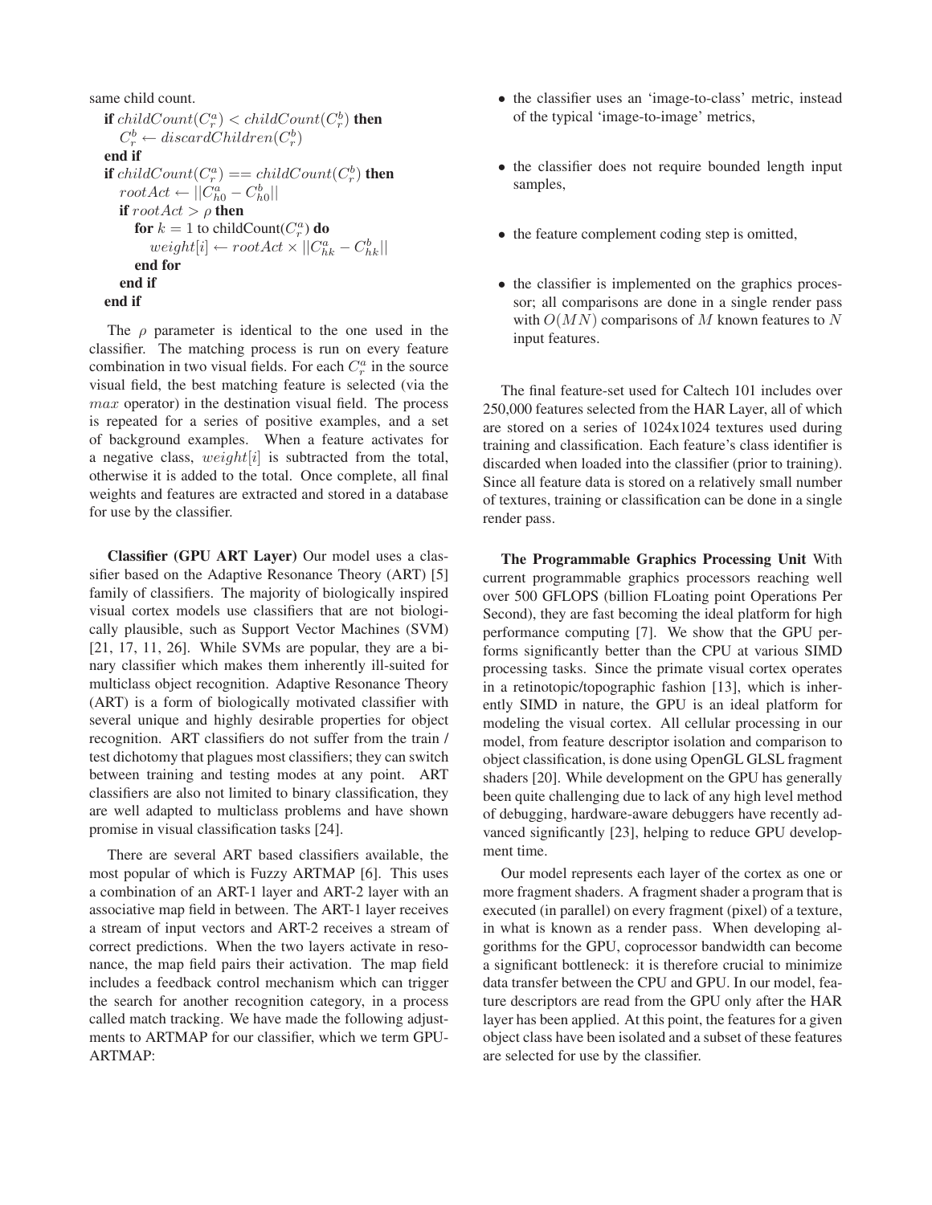same child count.

```
if childCount(C_r^a) < childCount(C_r^b) then
    C_r^b ← discardChildren(C_r^b)
end if
if childCount(C_r^a) == childCount(C_r^b) then
    rootAct ← ||C_h0^a − C_h0^b||
    if rootAct > ρ then
        for k = 1 to childCount(C_r^a) do
            weight[i] ← rootAct × ||C_hk^a − C_hk^b||
        end for
    end if
end if
```

The $\rho$ parameter is identical to the one used in the classifier. The matching process is run on every feature combination in two visual fields. For each $C_r^a$ in the source visual field, the best matching feature is selected (via the $max$ operator) in the destination visual field. The process is repeated for a series of positive examples, and a set of background examples. When a feature activates for a negative class, $weight[i]$ is subtracted from the total, otherwise it is added to the total. Once complete, all final weights and features are extracted and stored in a database for use by the classifier.

**Classifier (GPU ART Layer)** Our model uses a classifier based on the Adaptive Resonance Theory (ART) [5] family of classifiers. The majority of biologically inspired visual cortex models use classifiers that are not biologically plausible, such as Support Vector Machines (SVM) [21, 17, 11, 26]. While SVMs are popular, they are a binary classifier which makes them inherently ill-suited for multiclass object recognition. Adaptive Resonance Theory (ART) is a form of biologically motivated classifier with several unique and highly desirable properties for object recognition. ART classifiers do not suffer from the train / test dichotomy that plagues most classifiers; they can switch between training and testing modes at any point. ART classifiers are also not limited to binary classification, they are well adapted to multiclass problems and have shown promise in visual classification tasks [24].

There are several ART based classifiers available, the most popular of which is Fuzzy ARTMAP [6]. This uses a combination of an ART-1 layer and ART-2 layer with an associative map field in between. The ART-1 layer receives a stream of input vectors and ART-2 receives a stream of correct predictions. When the two layers activate in resonance, the map field pairs their activation. The map field includes a feedback control mechanism which can trigger the search for another recognition category, in a process called match tracking. We have made the following adjustments to ARTMAP for our classifier, which we term GPU-ARTMAP:

- the classifier uses an 'image-to-class' metric, instead of the typical 'image-to-image' metrics,
- the classifier does not require bounded length input samples,
- the feature complement coding step is omitted,
- the classifier is implemented on the graphics processor; all comparisons are done in a single render pass with $O(MN)$ comparisons of $M$ known features to $N$ input features.

The final feature-set used for Caltech 101 includes over 250,000 features selected from the HAR Layer, all of which are stored on a series of 1024x1024 textures used during training and classification. Each feature's class identifier is discarded when loaded into the classifier (prior to training). Since all feature data is stored on a relatively small number of textures, training or classification can be done in a single render pass.

**The Programmable Graphics Processing Unit** With current programmable graphics processors reaching well over 500 GFLOPS (billion FLoating point Operations Per Second), they are fast becoming the ideal platform for high performance computing [7]. We show that the GPU performs significantly better than the CPU at various SIMD processing tasks. Since the primate visual cortex operates in a retinotopic/topographic fashion [13], which is inherently SIMD in nature, the GPU is an ideal platform for modeling the visual cortex. All cellular processing in our model, from feature descriptor isolation and comparison to object classification, is done using OpenGL GLSL fragment shaders [20]. While development on the GPU has generally been quite challenging due to lack of any high level method of debugging, hardware-aware debuggers have recently advanced significantly [23], helping to reduce GPU development time.

Our model represents each layer of the cortex as one or more fragment shaders. A fragment shader a program that is executed (in parallel) on every fragment (pixel) of a texture, in what is known as a render pass. When developing algorithms for the GPU, coprocessor bandwidth can become a significant bottleneck: it is therefore crucial to minimize data transfer between the CPU and GPU. In our model, feature descriptors are read from the GPU only after the HAR layer has been applied. At this point, the features for a given object class have been isolated and a subset of these features are selected for use by the classifier.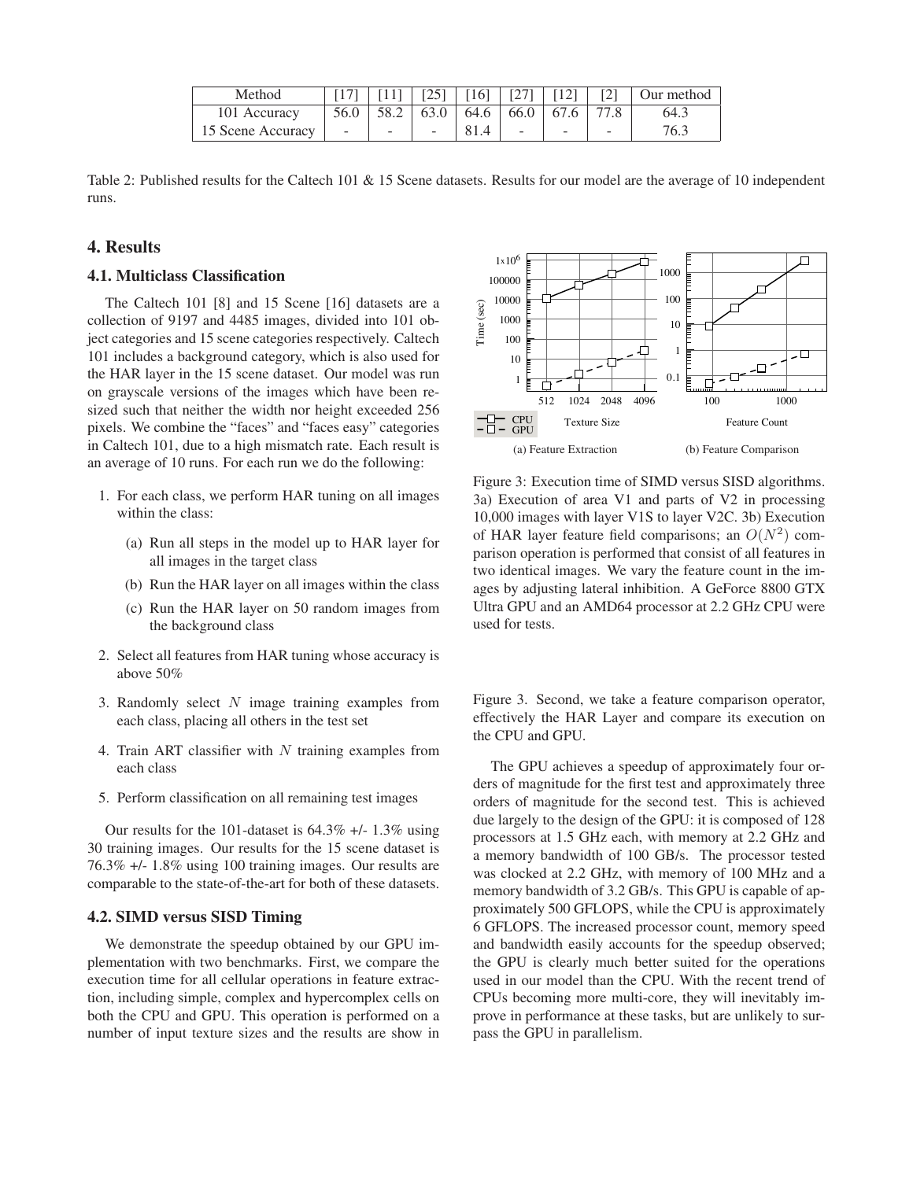| Method | [17] | [11] | [25] | [16] | [27] | [12] | [2] | Our method |
|---|---|---|---|---|---|---|---|---|
| 101 Accuracy | 56.0 | 58.2 | 63.0 | 64.6 | 66.0 | 67.6 | 77.8 | 64.3 |
| 15 Scene Accuracy | - | - | - | 81.4 | - | - | - | 76.3 |

Table 2: Published results for the Caltech 101 & 15 Scene datasets. Results for our model are the average of 10 independent runs.

## 4. Results

### 4.1. Multiclass Classification

The Caltech 101 [8] and 15 Scene [16] datasets are a collection of 9197 and 4485 images, divided into 101 object categories and 15 scene categories respectively. Caltech 101 includes a background category, which is also used for the HAR layer in the 15 scene dataset. Our model was run on grayscale versions of the images which have been resized such that neither the width nor height exceeded 256 pixels. We combine the "faces" and "faces easy" categories in Caltech 101, due to a high mismatch rate. Each result is an average of 10 runs. For each run we do the following:

1. For each class, we perform HAR tuning on all images within the class:
   (a) Run all steps in the model up to HAR layer for all images in the target class
   (b) Run the HAR layer on all images within the class
   (c) Run the HAR layer on 50 random images from the background class
2. Select all features from HAR tuning whose accuracy is above 50%
3. Randomly select $N$ image training examples from each class, placing all others in the test set
4. Train ART classifier with $N$ training examples from each class
5. Perform classification on all remaining test images

Our results for the 101-dataset is 64.3% +/- 1.3% using 30 training images. Our results for the 15 scene dataset is 76.3% +/- 1.8% using 100 training images. Our results are comparable to the state-of-the-art for both of these datasets.

### 4.2. SIMD versus SISD Timing

We demonstrate the speedup obtained by our GPU implementation with two benchmarks. First, we compare the execution time for all cellular operations in feature extraction, including simple, complex and hypercomplex cells on both the CPU and GPU. This operation is performed on a number of input texture sizes and the results are show in Figure 3. Second, we take a feature comparison operator, effectively the HAR Layer and compare its execution on the CPU and GPU.

(a) Feature Extraction (b) Feature Comparison

Figure 3: Execution time of SIMD versus SISD algorithms. 3a) Execution of area V1 and parts of V2 in processing 10,000 images with layer V1S to layer V2C. 3b) Execution of HAR layer feature field comparisons; an $O(N^2)$ comparison operation is performed that consist of all features in two identical images. We vary the feature count in the images by adjusting lateral inhibition. A GeForce 8800 GTX Ultra GPU and an AMD64 processor at 2.2 GHz CPU were used for tests.

The GPU achieves a speedup of approximately four orders of magnitude for the first test and approximately three orders of magnitude for the second test. This is achieved due largely to the design of the GPU: it is composed of 128 processors at 1.5 GHz each, with memory at 2.2 GHz and a memory bandwidth of 100 GB/s. The processor tested was clocked at 2.2 GHz, with memory of 100 MHz and a memory bandwidth of 3.2 GB/s. This GPU is capable of approximately 500 GFLOPS, while the CPU is approximately 6 GFLOPS. The increased processor count, memory speed and bandwidth easily accounts for the speedup observed; the GPU is clearly much better suited for the operations used in our model than the CPU. With the recent trend of CPUs becoming more multi-core, they will inevitably improve in performance at these tasks, but are unlikely to surpass the GPU in parallelism.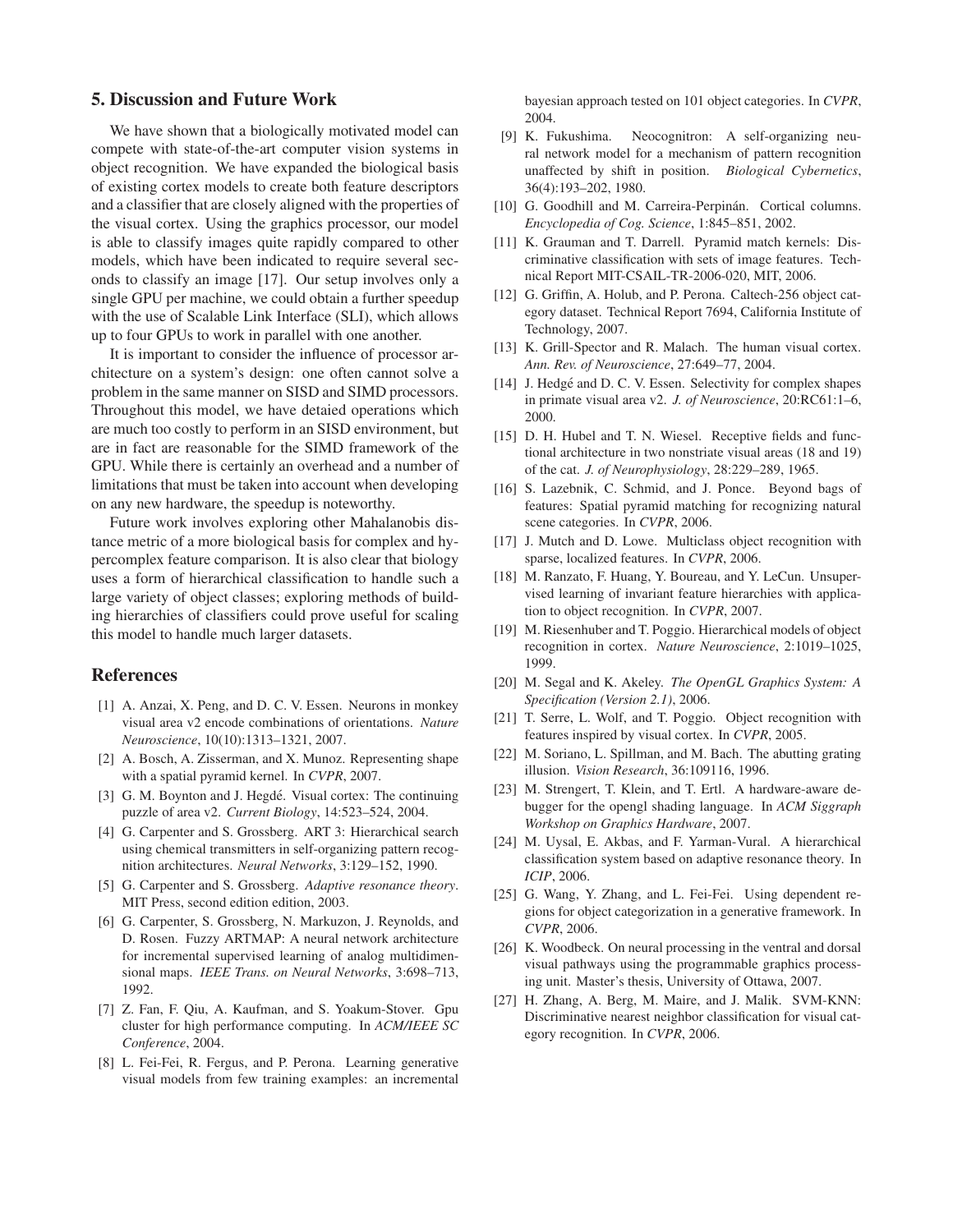## 5. Discussion and Future Work

We have shown that a biologically motivated model can compete with state-of-the-art computer vision systems in object recognition. We have expanded the biological basis of existing cortex models to create both feature descriptors and a classifier that are closely aligned with the properties of the visual cortex. Using the graphics processor, our model is able to classify images quite rapidly compared to other models, which have been indicated to require several seconds to classify an image [17]. Our setup involves only a single GPU per machine, we could obtain a further speedup with the use of Scalable Link Interface (SLI), which allows up to four GPUs to work in parallel with one another.

It is important to consider the influence of processor architecture on a system's design: one often cannot solve a problem in the same manner on SISD and SIMD processors. Throughout this model, we have detaied operations which are much too costly to perform in an SISD environment, but are in fact are reasonable for the SIMD framework of the GPU. While there is certainly an overhead and a number of limitations that must be taken into account when developing on any new hardware, the speedup is noteworthy.

Future work involves exploring other Mahalanobis distance metric of a more biological basis for complex and hypercomplex feature comparison. It is also clear that biology uses a form of hierarchical classification to handle such a large variety of object classes; exploring methods of building hierarchies of classifiers could prove useful for scaling this model to handle much larger datasets.

## References

[1] A. Anzai, X. Peng, and D. C. V. Essen. Neurons in monkey visual area v2 encode combinations of orientations. *Nature Neuroscience*, 10(10):1313–1321, 2007.

[2] A. Bosch, A. Zisserman, and X. Munoz. Representing shape with a spatial pyramid kernel. In *CVPR*, 2007.

[3] G. M. Boynton and J. Hegdé. Visual cortex: The continuing puzzle of area v2. *Current Biology*, 14:523–524, 2004.

[4] G. Carpenter and S. Grossberg. ART 3: Hierarchical search using chemical transmitters in self-organizing pattern recognition architectures. *Neural Networks*, 3:129–152, 1990.

[5] G. Carpenter and S. Grossberg. *Adaptive resonance theory*. MIT Press, second edition edition, 2003.

[6] G. Carpenter, S. Grossberg, N. Markuzon, J. Reynolds, and D. Rosen. Fuzzy ARTMAP: A neural network architecture for incremental supervised learning of analog multidimensional maps. *IEEE Trans. on Neural Networks*, 3:698–713, 1992.

[7] Z. Fan, F. Qiu, A. Kaufman, and S. Yoakum-Stover. Gpu cluster for high performance computing. In *ACM/IEEE SC Conference*, 2004.

[8] L. Fei-Fei, R. Fergus, and P. Perona. Learning generative visual models from few training examples: an incremental bayesian approach tested on 101 object categories. In *CVPR*, 2004.

[9] K. Fukushima. Neocognitron: A self-organizing neural network model for a mechanism of pattern recognition unaffected by shift in position. *Biological Cybernetics*, 36(4):193–202, 1980.

[10] G. Goodhill and M. Carreira-Perpinán. Cortical columns. *Encyclopedia of Cog. Science*, 1:845–851, 2002.

[11] K. Grauman and T. Darrell. Pyramid match kernels: Discriminative classification with sets of image features. Technical Report MIT-CSAIL-TR-2006-020, MIT, 2006.

[12] G. Griffin, A. Holub, and P. Perona. Caltech-256 object category dataset. Technical Report 7694, California Institute of Technology, 2007.

[13] K. Grill-Spector and R. Malach. The human visual cortex. *Ann. Rev. of Neuroscience*, 27:649–77, 2004.

[14] J. Hegdé and D. C. V. Essen. Selectivity for complex shapes in primate visual area v2. *J. of Neuroscience*, 20:RC61:1–6, 2000.

[15] D. H. Hubel and T. N. Wiesel. Receptive fields and functional architecture in two nonstriate visual areas (18 and 19) of the cat. *J. of Neurophysiology*, 28:229–289, 1965.

[16] S. Lazebnik, C. Schmid, and J. Ponce. Beyond bags of features: Spatial pyramid matching for recognizing natural scene categories. In *CVPR*, 2006.

[17] J. Mutch and D. Lowe. Multiclass object recognition with sparse, localized features. In *CVPR*, 2006.

[18] M. Ranzato, F. Huang, Y. Boureau, and Y. LeCun. Unsupervised learning of invariant feature hierarchies with application to object recognition. In *CVPR*, 2007.

[19] M. Riesenhuber and T. Poggio. Hierarchical models of object recognition in cortex. *Nature Neuroscience*, 2:1019–1025, 1999.

[20] M. Segal and K. Akeley. *The OpenGL Graphics System: A Specification (Version 2.1)*, 2006.

[21] T. Serre, L. Wolf, and T. Poggio. Object recognition with features inspired by visual cortex. In *CVPR*, 2005.

[22] M. Soriano, L. Spillman, and M. Bach. The abutting grating illusion. *Vision Research*, 36:109116, 1996.

[23] M. Strengert, T. Klein, and T. Ertl. A hardware-aware debugger for the opengl shading language. In *ACM Siggraph Workshop on Graphics Hardware*, 2007.

[24] M. Uysal, E. Akbas, and F. Yarman-Vural. A hierarchical classification system based on adaptive resonance theory. In *ICIP*, 2006.

[25] G. Wang, Y. Zhang, and L. Fei-Fei. Using dependent regions for object categorization in a generative framework. In *CVPR*, 2006.

[26] K. Woodbeck. On neural processing in the ventral and dorsal visual pathways using the programmable graphics processing unit. Master's thesis, University of Ottawa, 2007.

[27] H. Zhang, A. Berg, M. Maire, and J. Malik. SVM-KNN: Discriminative nearest neighbor classification for visual category recognition. In *CVPR*, 2006.